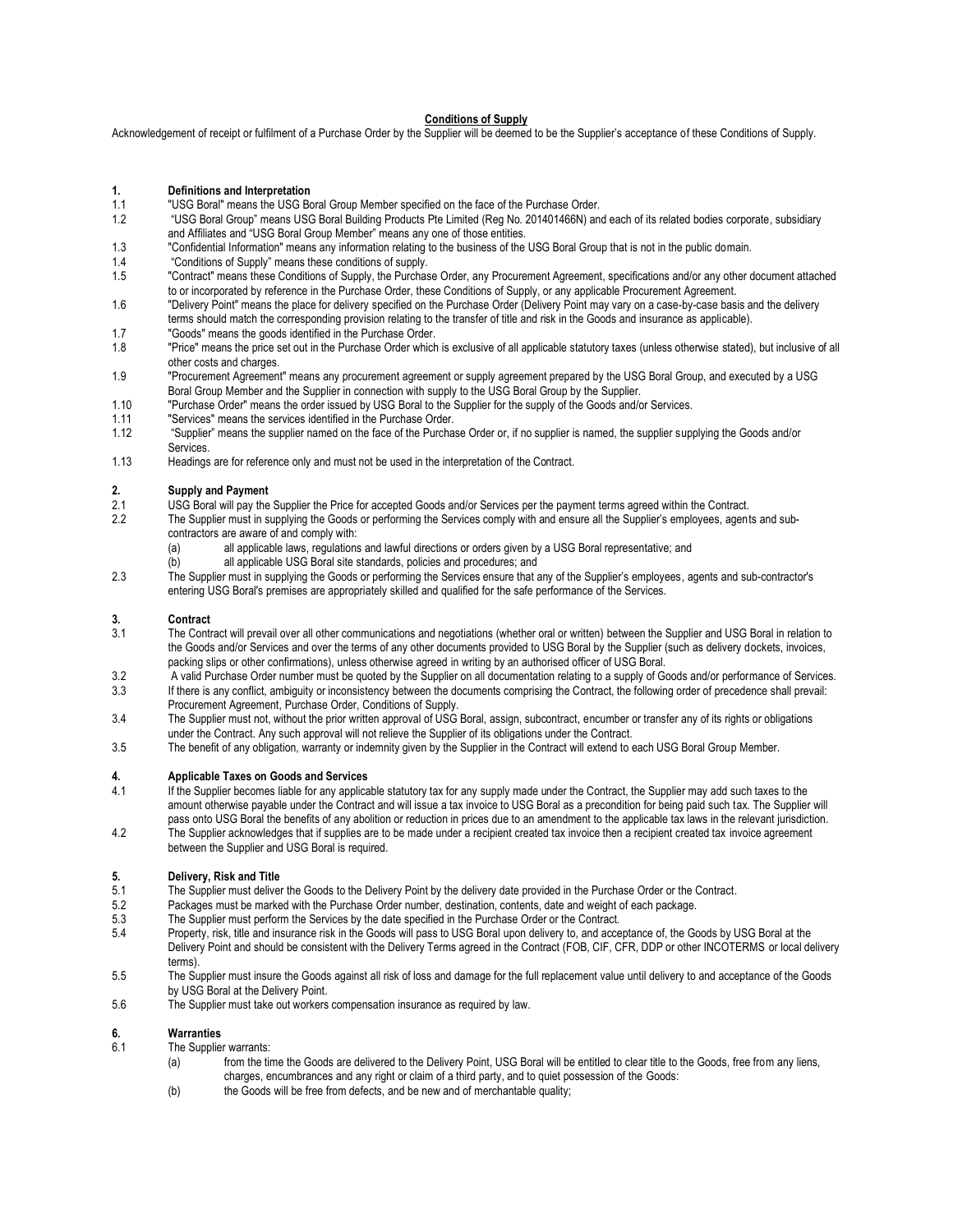**Conditions of Supply**

Acknowledgement of receipt or fulfilment of a Purchase Order by the Supplier will be deemed to be the Supplier's acceptance of these Conditions of Supply.

**1. Definitions and Interpretation**

1.1 "USG Boral" means the USG Boral Group Member specified on the face of the Purchase Order.

1.2 "USG Boral Group" means USG Boral Building Products Pte Limited (Reg No. 201401466N) and each of its related bodies corporate, subsidiary and Affiliates and "USG Boral Group Member" means any one of those entities.

1.3 "Confidential Information" means any information relating to the business of the USG Boral Group that is not in the public domain.

1.4 "Conditions of Supply" means these conditions of supply.

1.5 "Contract" means these Conditions of Supply, the Purchase Order, any Procurement Agreement, specifications and/or any other document attached to or incorporated by reference in the Purchase Order, these Conditions of Supply, or any applicable Procurement Agreement.

1.6 "Delivery Point" means the place for delivery specified on the Purchase Order (Delivery Point may vary on a case-by-case basis and the delivery terms should match the corresponding provision relating to the transfer of title and risk in the Goods and insurance as applicable).

1.7 "Goods" means the goods identified in the Purchase Order.

1.8 "Price" means the price set out in the Purchase Order which is exclusive of all applicable statutory taxes (unless otherwise stated), but inclusive of all other costs and charges.

1.9 "Procurement Agreement" means any procurement agreement or supply agreement prepared by the USG Boral Group, and executed by a USG Boral Group Member and the Supplier in connection with supply to the USG Boral Group by the Supplier.

1.10 "Purchase Order" means the order issued by USG Boral to the Supplier for the supply of the Goods and/or Services.

1.11 "Services" means the services identified in the Purchase Order.

1.12 "Supplier" means the supplier named on the face of the Purchase Order or, if no supplier is named, the supplier supplying the Goods and/or Services.

1.13 Headings are for reference only and must not be used in the interpretation of the Contract.

**2. Supply and Payment**

2.1 USG Boral will pay the Supplier the Price for accepted Goods and/or Services per the payment terms agreed within the Contract.

2.2 The Supplier must in supplying the Goods or performing the Services comply with and ensure all the Supplier's employees, agents and sub-contractors are aware of and comply with:

(a) all applicable laws, regulations and lawful directions or orders given by a USG Boral representative; and

(b) all applicable USG Boral site standards, policies and procedures; and

2.3 The Supplier must in supplying the Goods or performing the Services ensure that any of the Supplier's employees, agents and sub-contractor's entering USG Boral's premises are appropriately skilled and qualified for the safe performance of the Services.

**3. Contract**

3.1 The Contract will prevail over all other communications and negotiations (whether oral or written) between the Supplier and USG Boral in relation to the Goods and/or Services and over the terms of any other documents provided to USG Boral by the Supplier (such as delivery dockets, invoices, packing slips or other confirmations), unless otherwise agreed in writing by an authorised officer of USG Boral.

3.2 A valid Purchase Order number must be quoted by the Supplier on all documentation relating to a supply of Goods and/or performance of Services.

3.3 If there is any conflict, ambiguity or inconsistency between the documents comprising the Contract, the following order of precedence shall prevail: Procurement Agreement, Purchase Order, Conditions of Supply.

3.4 The Supplier must not, without the prior written approval of USG Boral, assign, subcontract, encumber or transfer any of its rights or obligations under the Contract. Any such approval will not relieve the Supplier of its obligations under the Contract.

3.5 The benefit of any obligation, warranty or indemnity given by the Supplier in the Contract will extend to each USG Boral Group Member.

**4. Applicable Taxes on Goods and Services**

4.1 If the Supplier becomes liable for any applicable statutory tax for any supply made under the Contract, the Supplier may add such taxes to the amount otherwise payable under the Contract and will issue a tax invoice to USG Boral as a precondition for being paid such tax. The Supplier will pass onto USG Boral the benefits of any abolition or reduction in prices due to an amendment to the applicable tax laws in the relevant jurisdiction.

4.2 The Supplier acknowledges that if supplies are to be made under a recipient created tax invoice then a recipient created tax invoice agreement between the Supplier and USG Boral is required.

**5. Delivery, Risk and Title**

5.1 The Supplier must deliver the Goods to the Delivery Point by the delivery date provided in the Purchase Order or the Contract.

5.2 Packages must be marked with the Purchase Order number, destination, contents, date and weight of each package.

5.3 The Supplier must perform the Services by the date specified in the Purchase Order or the Contract.

5.4 Property, risk, title and insurance risk in the Goods will pass to USG Boral upon delivery to, and acceptance of, the Goods by USG Boral at the Delivery Point and should be consistent with the Delivery Terms agreed in the Contract (FOB, CIF, CFR, DDP or other INCOTERMS or local delivery terms).

5.5 The Supplier must insure the Goods against all risk of loss and damage for the full replacement value until delivery to and acceptance of the Goods by USG Boral at the Delivery Point.

5.6 The Supplier must take out workers compensation insurance as required by law.

**6. Warranties**

6.1 The Supplier warrants:

(a) from the time the Goods are delivered to the Delivery Point, USG Boral will be entitled to clear title to the Goods, free from any liens, charges, encumbrances and any right or claim of a third party, and to quiet possession of the Goods:

(b) the Goods will be free from defects, and be new and of merchantable quality;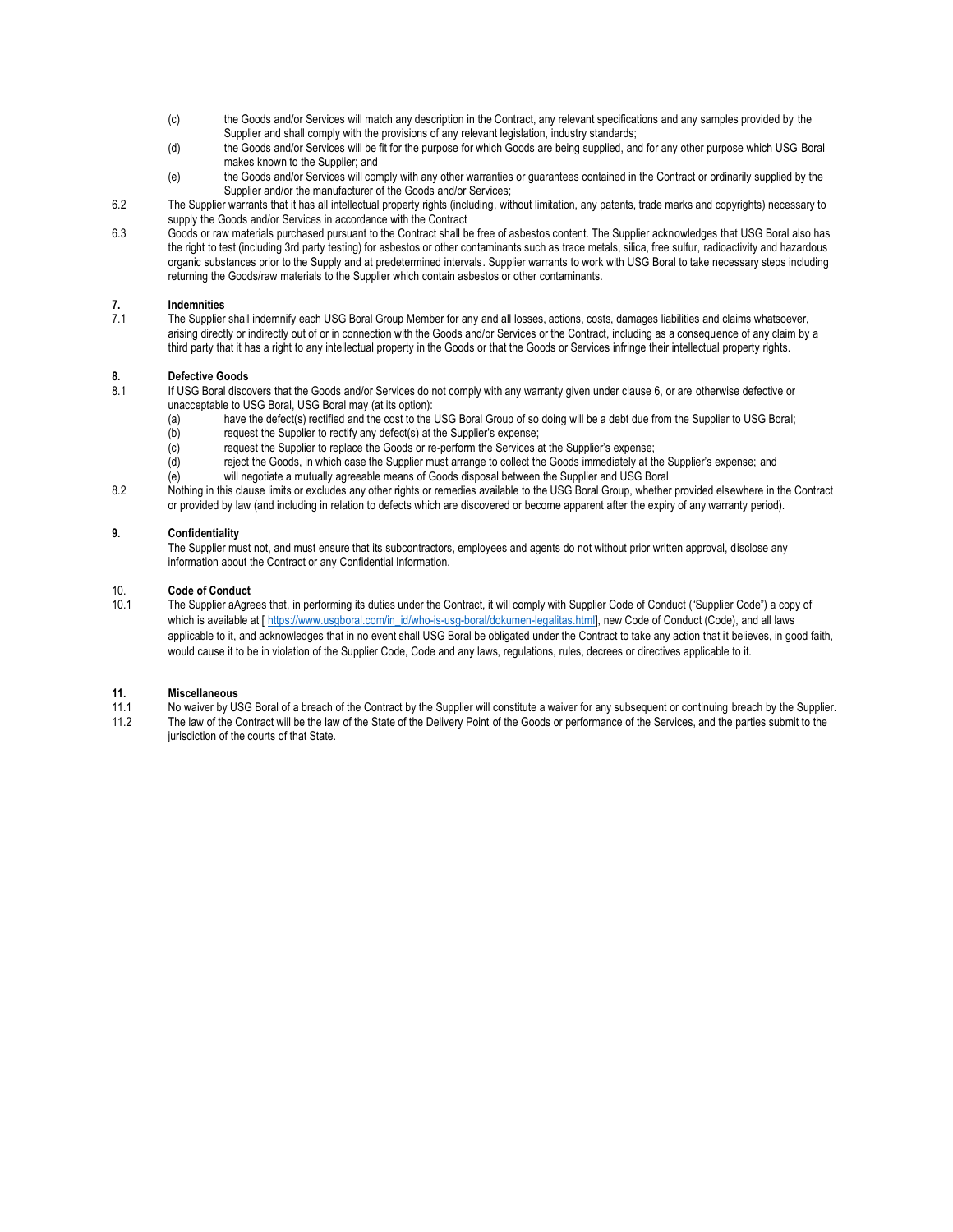(c) the Goods and/or Services will match any description in the Contract, any relevant specifications and any samples provided by the Supplier and shall comply with the provisions of any relevant legislation, industry standards;

(d) the Goods and/or Services will be fit for the purpose for which Goods are being supplied, and for any other purpose which USG Boral makes known to the Supplier; and

(e) the Goods and/or Services will comply with any other warranties or guarantees contained in the Contract or ordinarily supplied by the Supplier and/or the manufacturer of the Goods and/or Services;

6.2 The Supplier warrants that it has all intellectual property rights (including, without limitation, any patents, trade marks and copyrights) necessary to supply the Goods and/or Services in accordance with the Contract

6.3 Goods or raw materials purchased pursuant to the Contract shall be free of asbestos content. The Supplier acknowledges that USG Boral also has the right to test (including 3rd party testing) for asbestos or other contaminants such as trace metals, silica, free sulfur, radioactivity and hazardous organic substances prior to the Supply and at predetermined intervals. Supplier warrants to work with USG Boral to take necessary steps including returning the Goods/raw materials to the Supplier which contain asbestos or other contaminants.

## 7. Indemnities

7.1 The Supplier shall indemnify each USG Boral Group Member for any and all losses, actions, costs, damages liabilities and claims whatsoever, arising directly or indirectly out of or in connection with the Goods and/or Services or the Contract, including as a consequence of any claim by a third party that it has a right to any intellectual property in the Goods or that the Goods or Services infringe their intellectual property rights.

## 8. Defective Goods

8.1 If USG Boral discovers that the Goods and/or Services do not comply with any warranty given under clause 6, or are otherwise defective or unacceptable to USG Boral, USG Boral may (at its option):

(a) have the defect(s) rectified and the cost to the USG Boral Group of so doing will be a debt due from the Supplier to USG Boral;

(b) request the Supplier to rectify any defect(s) at the Supplier's expense;

(c) request the Supplier to replace the Goods or re-perform the Services at the Supplier's expense;

(d) reject the Goods, in which case the Supplier must arrange to collect the Goods immediately at the Supplier's expense; and

(e) will negotiate a mutually agreeable means of Goods disposal between the Supplier and USG Boral

8.2 Nothing in this clause limits or excludes any other rights or remedies available to the USG Boral Group, whether provided elsewhere in the Contract or provided by law (and including in relation to defects which are discovered or become apparent after the expiry of any warranty period).

## 9. Confidentiality

The Supplier must not, and must ensure that its subcontractors, employees and agents do not without prior written approval, disclose any information about the Contract or any Confidential Information.

## 10. Code of Conduct

10.1 The Supplier aAgrees that, in performing its duties under the Contract, it will comply with Supplier Code of Conduct ("Supplier Code") a copy of which is available at [ https://www.usgboral.com/in_id/who-is-usg-boral/dokumen-legalitas.html], new Code of Conduct (Code), and all laws applicable to it, and acknowledges that in no event shall USG Boral be obligated under the Contract to take any action that it believes, in good faith, would cause it to be in violation of the Supplier Code, Code and any laws, regulations, rules, decrees or directives applicable to it.

## 11. Miscellaneous

11.1 No waiver by USG Boral of a breach of the Contract by the Supplier will constitute a waiver for any subsequent or continuing breach by the Supplier.

11.2 The law of the Contract will be the law of the State of the Delivery Point of the Goods or performance of the Services, and the parties submit to the jurisdiction of the courts of that State.